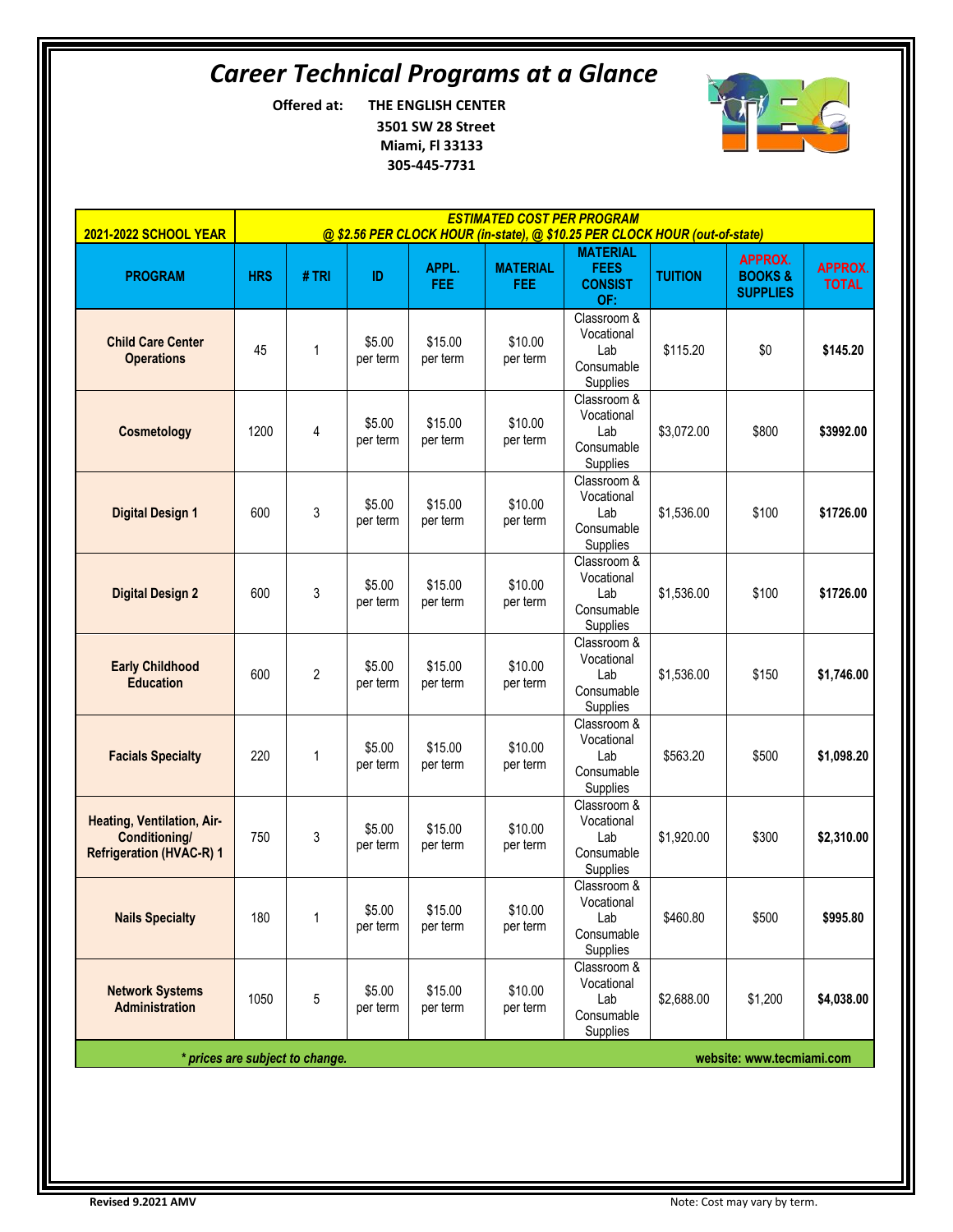# Career Technical Programs at a Glance

**Offered at: THE ENGLISH CENTER**
**3501 SW 28 Street**
**Miami, Fl 33133**
**305-445-7731**

| 2021-2022 SCHOOL YEAR | *ESTIMATED COST PER PROGRAM @ $2.56 PER CLOCK HOUR (in-state), @ $10.25 PER CLOCK HOUR (out-of-state)* | | | | | | | | |
|---|---|---|---|---|---|---|---|---|---|
| **PROGRAM** | **HRS** | **# TRI** | **ID** | **APPL. FEE** | **MATERIAL FEE** | **MATERIAL FEES CONSIST OF:** | **TUITION** | **APPROX. BOOKS & SUPPLIES** | **APPROX. TOTAL** |
| **Child Care Center Operations** | 45 | 1 | $5.00 per term | $15.00 per term | $10.00 per term | Classroom & Vocational Lab Consumable Supplies | $115.20 | $0 | **$145.20** |
| **Cosmetology** | 1200 | 4 | $5.00 per term | $15.00 per term | $10.00 per term | Classroom & Vocational Lab Consumable Supplies | $3,072.00 | $800 | **$3992.00** |
| **Digital Design 1** | 600 | 3 | $5.00 per term | $15.00 per term | $10.00 per term | Classroom & Vocational Lab Consumable Supplies | $1,536.00 | $100 | **$1726.00** |
| **Digital Design 2** | 600 | 3 | $5.00 per term | $15.00 per term | $10.00 per term | Classroom & Vocational Lab Consumable Supplies | $1,536.00 | $100 | **$1726.00** |
| **Early Childhood Education** | 600 | 2 | $5.00 per term | $15.00 per term | $10.00 per term | Classroom & Vocational Lab Consumable Supplies | $1,536.00 | $150 | **$1,746.00** |
| **Facials Specialty** | 220 | 1 | $5.00 per term | $15.00 per term | $10.00 per term | Classroom & Vocational Lab Consumable Supplies | $563.20 | $500 | **$1,098.20** |
| **Heating, Ventilation, Air-Conditioning/ Refrigeration (HVAC-R) 1** | 750 | 3 | $5.00 per term | $15.00 per term | $10.00 per term | Classroom & Vocational Lab Consumable Supplies | $1,920.00 | $300 | **$2,310.00** |
| **Nails Specialty** | 180 | 1 | $5.00 per term | $15.00 per term | $10.00 per term | Classroom & Vocational Lab Consumable Supplies | $460.80 | $500 | **$995.80** |
| **Network Systems Administration** | 1050 | 5 | $5.00 per term | $15.00 per term | $10.00 per term | Classroom & Vocational Lab Consumable Supplies | $2,688.00 | $1,200 | **$4,038.00** |

***\* prices are subject to change.*** **website: www.tecmiami.com**

**Revised 9.2021 AMV**

Note: Cost may vary by term.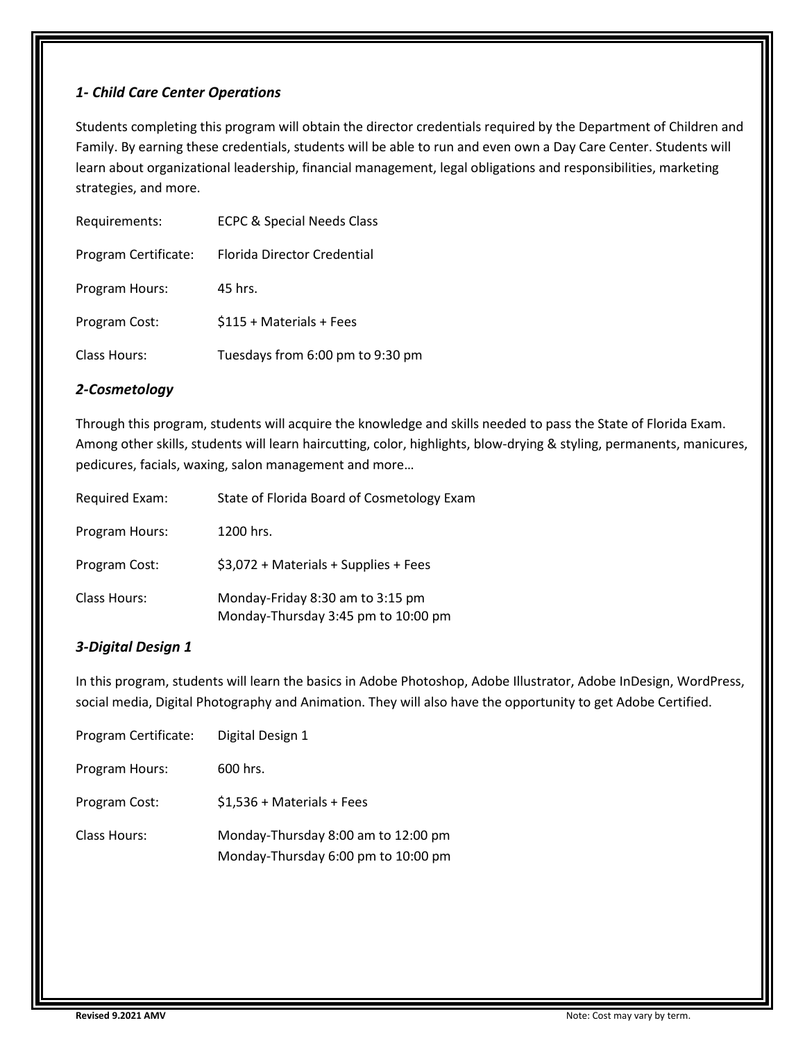### *1- Child Care Center Operations*

Students completing this program will obtain the director credentials required by the Department of Children and Family. By earning these credentials, students will be able to run and even own a Day Care Center. Students will learn about organizational leadership, financial management, legal obligations and responsibilities, marketing strategies, and more.

| | |
|---|---|
| Requirements: | ECPC & Special Needs Class |
| Program Certificate: | Florida Director Credential |
| Program Hours: | 45 hrs. |
| Program Cost: | $115 + Materials + Fees |
| Class Hours: | Tuesdays from 6:00 pm to 9:30 pm |

### *2-Cosmetology*

Through this program, students will acquire the knowledge and skills needed to pass the State of Florida Exam. Among other skills, students will learn haircutting, color, highlights, blow-drying & styling, permanents, manicures, pedicures, facials, waxing, salon management and more…

| | |
|---|---|
| Required Exam: | State of Florida Board of Cosmetology Exam |
| Program Hours: | 1200 hrs. |
| Program Cost: | $3,072 + Materials + Supplies + Fees |
| Class Hours: | Monday-Friday 8:30 am to 3:15 pm<br>Monday-Thursday 3:45 pm to 10:00 pm |

### *3-Digital Design 1*

In this program, students will learn the basics in Adobe Photoshop, Adobe Illustrator, Adobe InDesign, WordPress, social media, Digital Photography and Animation. They will also have the opportunity to get Adobe Certified.

| | |
|---|---|
| Program Certificate: | Digital Design 1 |
| Program Hours: | 600 hrs. |
| Program Cost: | $1,536 + Materials + Fees |
| Class Hours: | Monday-Thursday 8:00 am to 12:00 pm<br>Monday-Thursday 6:00 pm to 10:00 pm |

**Revised 9.2021 AMV** Note: Cost may vary by term.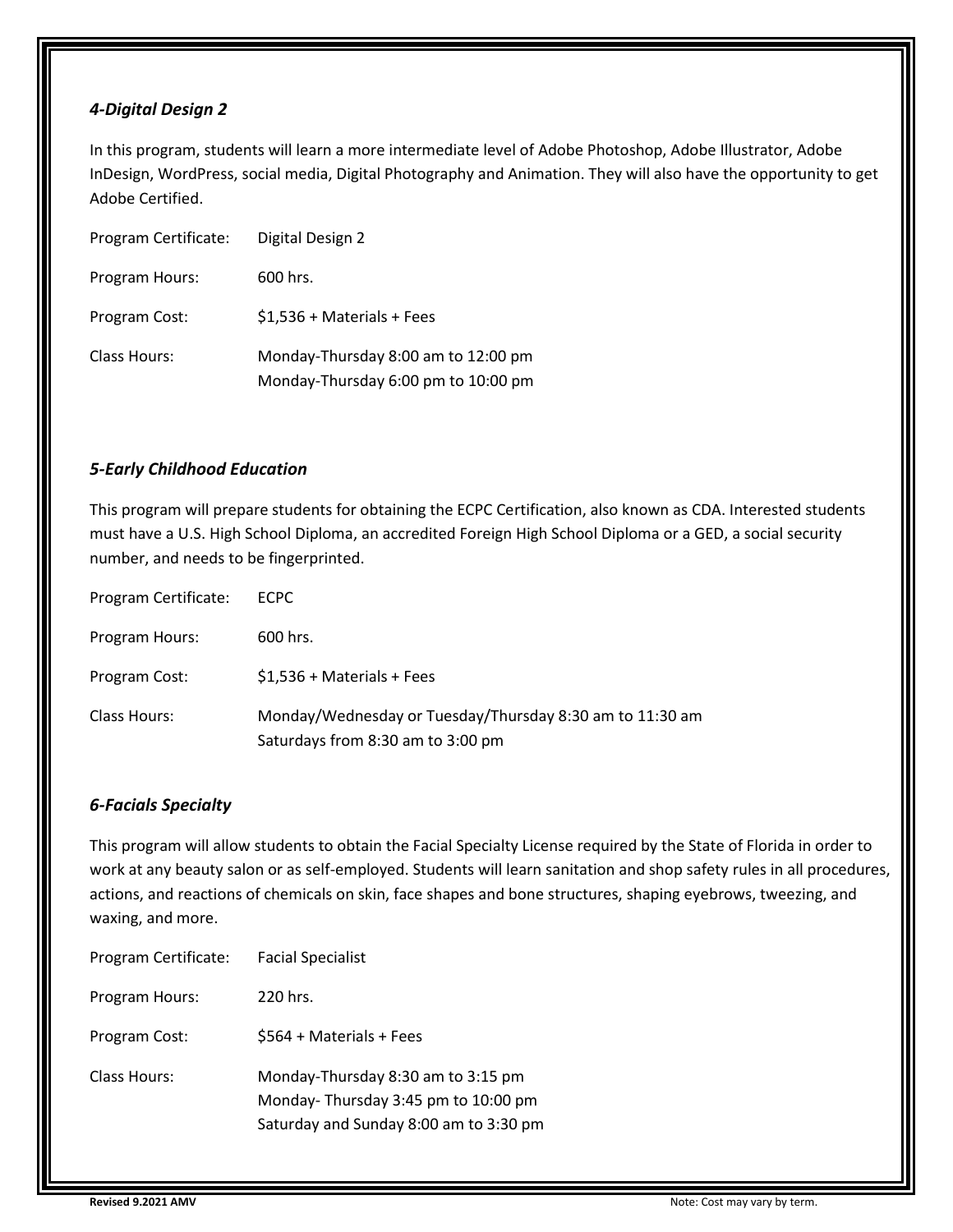### *4-Digital Design 2*

In this program, students will learn a more intermediate level of Adobe Photoshop, Adobe Illustrator, Adobe InDesign, WordPress, social media, Digital Photography and Animation. They will also have the opportunity to get Adobe Certified.

| | |
|---|---|
| Program Certificate: | Digital Design 2 |
| Program Hours: | 600 hrs. |
| Program Cost: | $1,536 + Materials + Fees |
| Class Hours: | Monday-Thursday 8:00 am to 12:00 pm<br>Monday-Thursday 6:00 pm to 10:00 pm |

### *5-Early Childhood Education*

This program will prepare students for obtaining the ECPC Certification, also known as CDA. Interested students must have a U.S. High School Diploma, an accredited Foreign High School Diploma or a GED, a social security number, and needs to be fingerprinted.

| | |
|---|---|
| Program Certificate: | ECPC |
| Program Hours: | 600 hrs. |
| Program Cost: | $1,536 + Materials + Fees |
| Class Hours: | Monday/Wednesday or Tuesday/Thursday 8:30 am to 11:30 am<br>Saturdays from 8:30 am to 3:00 pm |

### *6-Facials Specialty*

This program will allow students to obtain the Facial Specialty License required by the State of Florida in order to work at any beauty salon or as self-employed. Students will learn sanitation and shop safety rules in all procedures, actions, and reactions of chemicals on skin, face shapes and bone structures, shaping eyebrows, tweezing, and waxing, and more.

| | |
|---|---|
| Program Certificate: | Facial Specialist |
| Program Hours: | 220 hrs. |
| Program Cost: | $564 + Materials + Fees |
| Class Hours: | Monday-Thursday 8:30 am to 3:15 pm<br>Monday- Thursday 3:45 pm to 10:00 pm<br>Saturday and Sunday 8:00 am to 3:30 pm |

**Revised 9.2021 AMV**

Note: Cost may vary by term.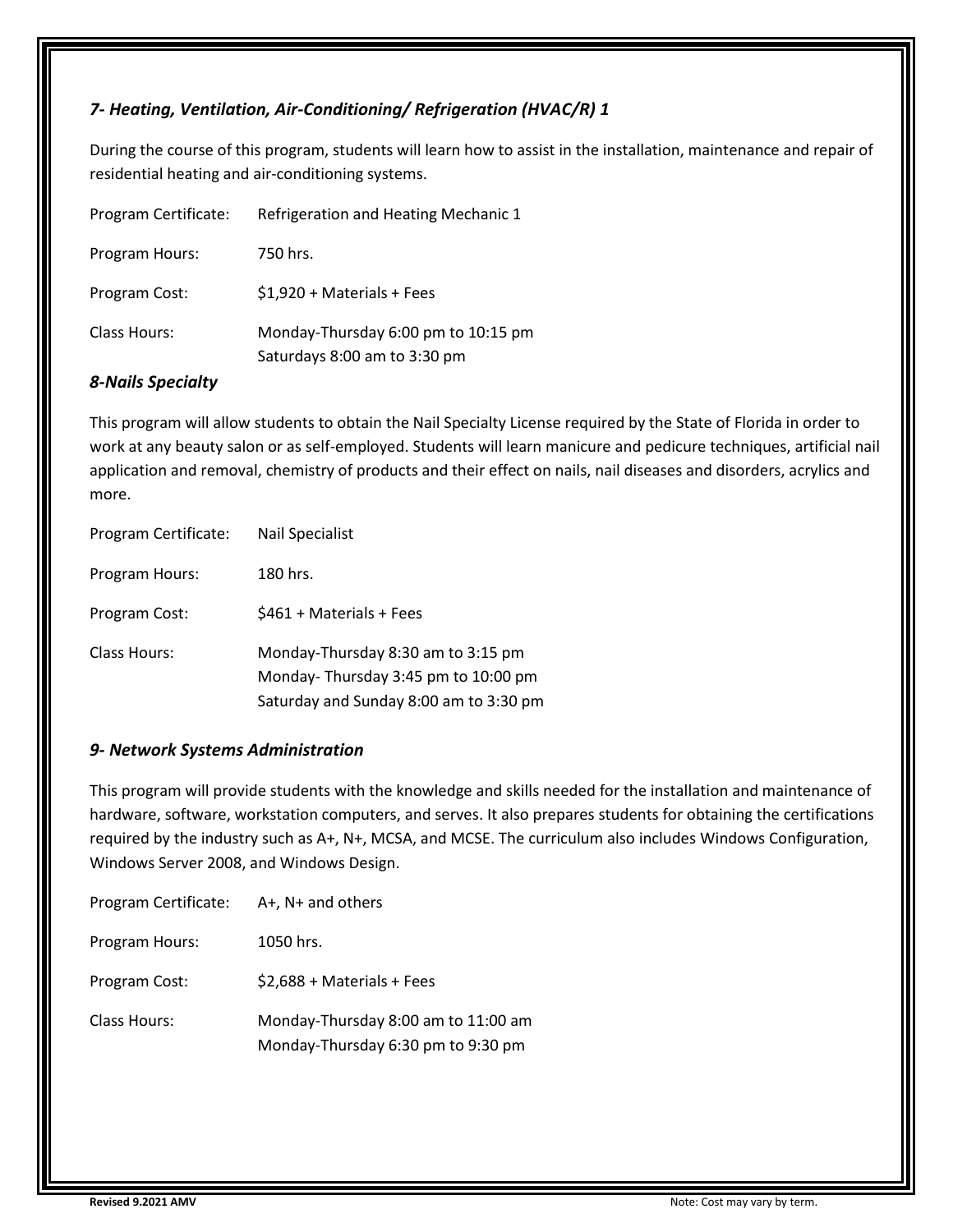### *7- Heating, Ventilation, Air-Conditioning/ Refrigeration (HVAC/R) 1*

During the course of this program, students will learn how to assist in the installation, maintenance and repair of residential heating and air-conditioning systems.

| | |
|---|---|
| Program Certificate: | Refrigeration and Heating Mechanic 1 |
| Program Hours: | 750 hrs. |
| Program Cost: | $1,920 + Materials + Fees |
| Class Hours: | Monday-Thursday 6:00 pm to 10:15 pm<br>Saturdays 8:00 am to 3:30 pm |

### *8-Nails Specialty*

This program will allow students to obtain the Nail Specialty License required by the State of Florida in order to work at any beauty salon or as self-employed. Students will learn manicure and pedicure techniques, artificial nail application and removal, chemistry of products and their effect on nails, nail diseases and disorders, acrylics and more.

| | |
|---|---|
| Program Certificate: | Nail Specialist |
| Program Hours: | 180 hrs. |
| Program Cost: | $461 + Materials + Fees |
| Class Hours: | Monday-Thursday 8:30 am to 3:15 pm<br>Monday- Thursday 3:45 pm to 10:00 pm<br>Saturday and Sunday 8:00 am to 3:30 pm |

### *9- Network Systems Administration*

This program will provide students with the knowledge and skills needed for the installation and maintenance of hardware, software, workstation computers, and serves. It also prepares students for obtaining the certifications required by the industry such as A+, N+, MCSA, and MCSE. The curriculum also includes Windows Configuration, Windows Server 2008, and Windows Design.

| | |
|---|---|
| Program Certificate: | A+, N+ and others |
| Program Hours: | 1050 hrs. |
| Program Cost: | $2,688 + Materials + Fees |
| Class Hours: | Monday-Thursday 8:00 am to 11:00 am<br>Monday-Thursday 6:30 pm to 9:30 pm |

**Revised 9.2021 AMV**

Note: Cost may vary by term.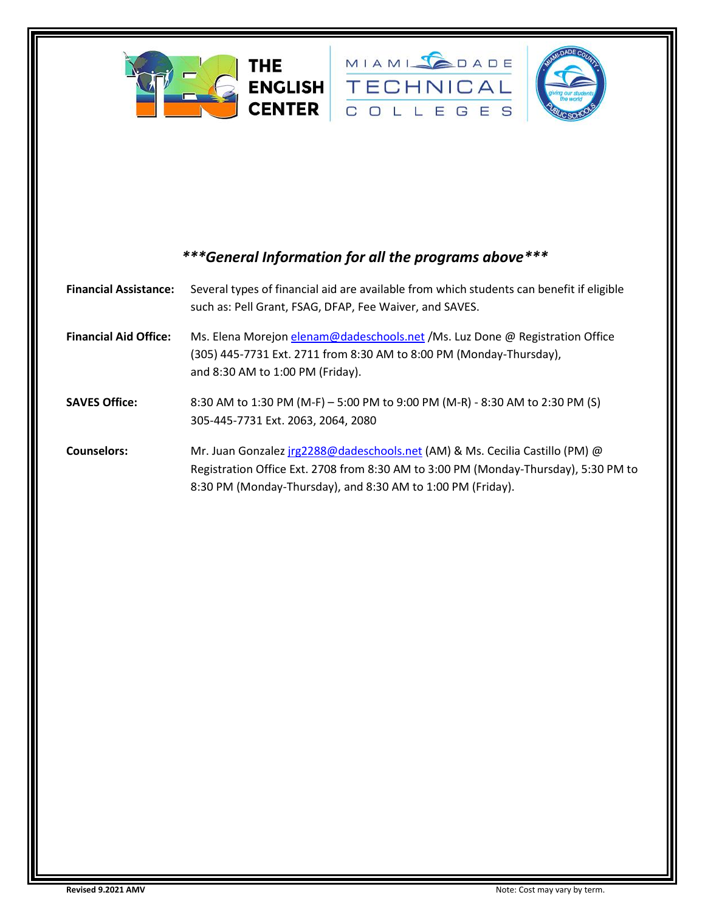THE ENGLISH CENTER

MIAMI DADE TECHNICAL COLLEGES

### ***General Information for all the programs above***

**Financial Assistance:** Several types of financial aid are available from which students can benefit if eligible such as: Pell Grant, FSAG, DFAP, Fee Waiver, and SAVES.

**Financial Aid Office:** Ms. Elena Morejon elenam@dadeschools.net /Ms. Luz Done @ Registration Office (305) 445-7731 Ext. 2711 from 8:30 AM to 8:00 PM (Monday-Thursday), and 8:30 AM to 1:00 PM (Friday).

**SAVES Office:** 8:30 AM to 1:30 PM (M-F) – 5:00 PM to 9:00 PM (M-R) - 8:30 AM to 2:30 PM (S) 305-445-7731 Ext. 2063, 2064, 2080

**Counselors:** Mr. Juan Gonzalez jrg2288@dadeschools.net (AM) & Ms. Cecilia Castillo (PM) @ Registration Office Ext. 2708 from 8:30 AM to 3:00 PM (Monday-Thursday), 5:30 PM to 8:30 PM (Monday-Thursday), and 8:30 AM to 1:00 PM (Friday).

**Revised 9.2021 AMV**

Note: Cost may vary by term.